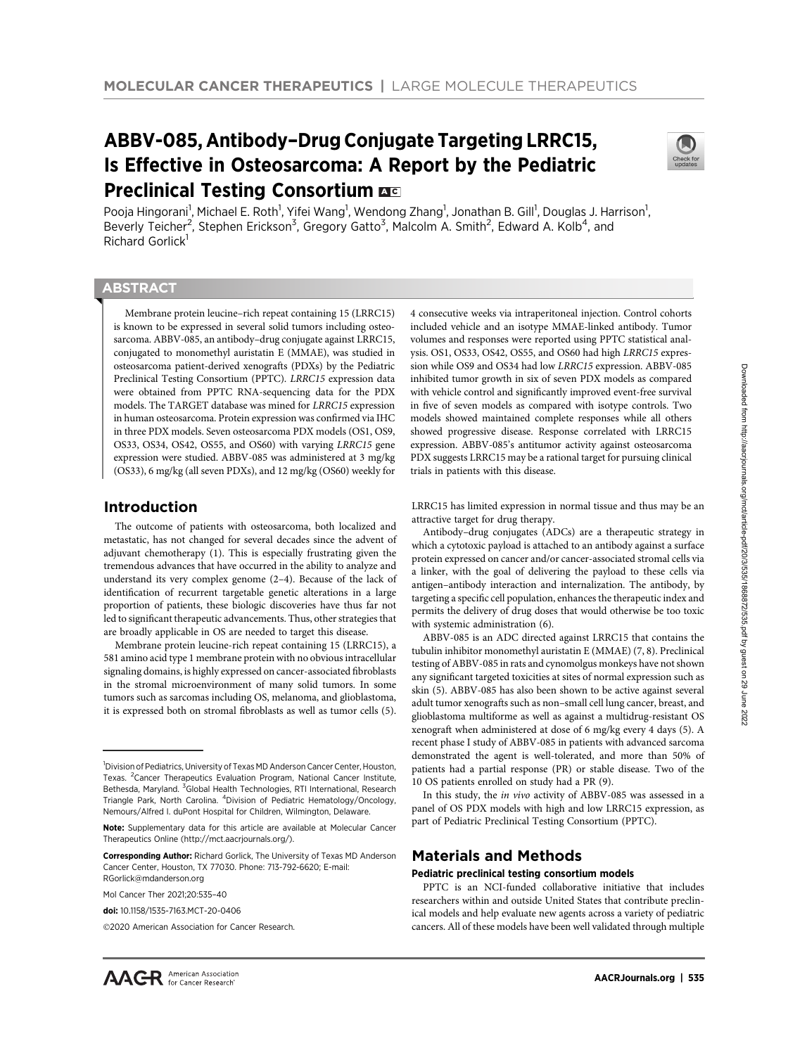MOLECULAR CANCER THERAPEUTICS | LARGE MOLECULE THERAPEUTICS

# ABBV-085, Antibody–Drug Conjugate Targeting LRRC15, Is Effective in Osteosarcoma: A Report by the Pediatric Preclinical Testing Consortium

Pooja Hingorani[1], Michael E. Roth[1], Yifei Wang[1], Wendong Zhang[1], Jonathan B. Gill[1], Douglas J. Harrison[1], Beverly Teicher[2], Stephen Erickson[3], Gregory Gatto[3], Malcolm A. Smith[2], Edward A. Kolb[4], and Richard Gorlick[1]

## ABSTRACT

Membrane protein leucine–rich repeat containing 15 (LRRC15) is known to be expressed in several solid tumors including osteosarcoma. ABBV-085, an antibody–drug conjugate against LRRC15, conjugated to monomethyl auristatin E (MMAE), was studied in osteosarcoma patient-derived xenografts (PDXs) by the Pediatric Preclinical Testing Consortium (PPTC). *LRRC15* expression data were obtained from PPTC RNA-sequencing data for the PDX models. The TARGET database was mined for *LRRC15* expression in human osteosarcoma. Protein expression was confirmed via IHC in three PDX models. Seven osteosarcoma PDX models (OS1, OS9, OS33, OS34, OS42, OS55, and OS60) with varying *LRRC15* gene expression were studied. ABBV-085 was administered at 3 mg/kg (OS33), 6 mg/kg (all seven PDXs), and 12 mg/kg (OS60) weekly for 4 consecutive weeks via intraperitoneal injection. Control cohorts included vehicle and an isotype MMAE-linked antibody. Tumor volumes and responses were reported using PPTC statistical analysis. OS1, OS33, OS42, OS55, and OS60 had high *LRRC15* expression while OS9 and OS34 had low *LRRC15* expression. ABBV-085 inhibited tumor growth in six of seven PDX models as compared with vehicle control and significantly improved event-free survival in five of seven models as compared with isotype controls. Two models showed maintained complete responses while all others showed progressive disease. Response correlated with LRRC15 expression. ABBV-085's antitumor activity against osteosarcoma PDX suggests LRRC15 may be a rational target for pursuing clinical trials in patients with this disease.

## Introduction

The outcome of patients with osteosarcoma, both localized and metastatic, has not changed for several decades since the advent of adjuvant chemotherapy (1). This is especially frustrating given the tremendous advances that have occurred in the ability to analyze and understand its very complex genome (2–4). Because of the lack of identification of recurrent targetable genetic alterations in a large proportion of patients, these biologic discoveries have thus far not led to significant therapeutic advancements. Thus, other strategies that are broadly applicable in OS are needed to target this disease.

Membrane protein leucine-rich repeat containing 15 (LRRC15), a 581 amino acid type 1 membrane protein with no obvious intracellular signaling domains, is highly expressed on cancer-associated fibroblasts in the stromal microenvironment of many solid tumors. In some tumors such as sarcomas including OS, melanoma, and glioblastoma, it is expressed both on stromal fibroblasts as well as tumor cells (5). LRRC15 has limited expression in normal tissue and thus may be an attractive target for drug therapy.

Antibody–drug conjugates (ADCs) are a therapeutic strategy in which a cytotoxic payload is attached to an antibody against a surface protein expressed on cancer and/or cancer-associated stromal cells via a linker, with the goal of delivering the payload to these cells via antigen–antibody interaction and internalization. The antibody, by targeting a specific cell population, enhances the therapeutic index and permits the delivery of drug doses that would otherwise be too toxic with systemic administration (6).

ABBV-085 is an ADC directed against LRRC15 that contains the tubulin inhibitor monomethyl auristatin E (MMAE) (7, 8). Preclinical testing of ABBV-085 in rats and cynomolgus monkeys have not shown any significant targeted toxicities at sites of normal expression such as skin (5). ABBV-085 has also been shown to be active against several adult tumor xenografts such as non–small cell lung cancer, breast, and glioblastoma multiforme as well as against a multidrug-resistant OS xenograft when administered at dose of 6 mg/kg every 4 days (5). A recent phase I study of ABBV-085 in patients with advanced sarcoma demonstrated the agent is well-tolerated, and more than 50% of patients had a partial response (PR) or stable disease. Two of the 10 OS patients enrolled on study had a PR (9).

In this study, the *in vivo* activity of ABBV-085 was assessed in a panel of OS PDX models with high and low LRRC15 expression, as part of Pediatric Preclinical Testing Consortium (PPTC).

## Materials and Methods

### Pediatric preclinical testing consortium models

PPTC is an NCI-funded collaborative initiative that includes researchers within and outside United States that contribute preclinical models and help evaluate new agents across a variety of pediatric cancers. All of these models have been well validated through multiple

---

[1]Division of Pediatrics, University of Texas MD Anderson Cancer Center, Houston, Texas. [2]Cancer Therapeutics Evaluation Program, National Cancer Institute, Bethesda, Maryland. [3]Global Health Technologies, RTI International, Research Triangle Park, North Carolina. [4]Division of Pediatric Hematology/Oncology, Nemours/Alfred I. duPont Hospital for Children, Wilmington, Delaware.

**Note:** Supplementary data for this article are available at Molecular Cancer Therapeutics Online (http://mct.aacrjournals.org/).

**Corresponding Author:** Richard Gorlick, The University of Texas MD Anderson Cancer Center, Houston, TX 77030. Phone: 713-792-6620; E-mail: RGorlick@mdanderson.org

Mol Cancer Ther 2021;20:535–40

**doi:** 10.1158/1535-7163.MCT-20-0406

©2020 American Association for Cancer Research.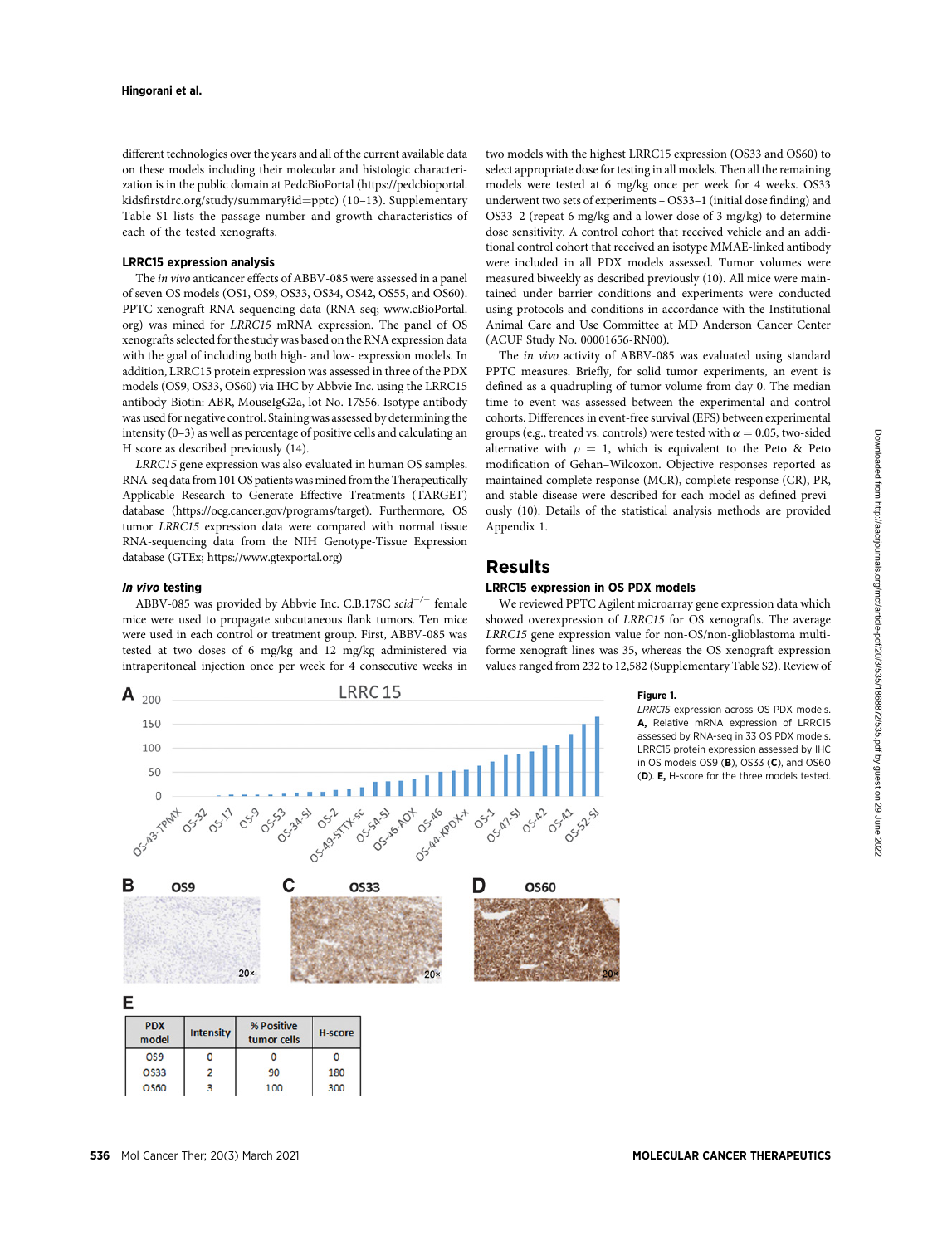different technologies over the years and all of the current available data on these models including their molecular and histologic characterization is in the public domain at PedcBioPortal (https://pedcbioportal.kidsfirstdrc.org/study/summary?id=pptc) (10–13). Supplementary Table S1 lists the passage number and growth characteristics of each of the tested xenografts.

### LRRC15 expression analysis

The *in vivo* anticancer effects of ABBV-085 were assessed in a panel of seven OS models (OS1, OS9, OS33, OS34, OS42, OS55, and OS60). PPTC xenograft RNA-sequencing data (RNA-seq; www.cBioPortal.org) was mined for *LRRC15* mRNA expression. The panel of OS xenografts selected for the study was based on the RNA expression data with the goal of including both high- and low- expression models. In addition, LRRC15 protein expression was assessed in three of the PDX models (OS9, OS33, OS60) via IHC by Abbvie Inc. using the LRRC15 antibody-Biotin: ABR, MouseIgG2a, lot No. 17S56. Isotype antibody was used for negative control. Staining was assessed by determining the intensity (0–3) as well as percentage of positive cells and calculating an H score as described previously (14).

*LRRC15* gene expression was also evaluated in human OS samples. RNA-seq data from 101 OS patients was mined from the Therapeutically Applicable Research to Generate Effective Treatments (TARGET) database (https://ocg.cancer.gov/programs/target). Furthermore, OS tumor *LRRC15* expression data were compared with normal tissue RNA-sequencing data from the NIH Genotype-Tissue Expression database (GTEx; https://www.gtexportal.org)

### *In vivo* testing

ABBV-085 was provided by Abbvie Inc. C.B.17SC *scid*$^{-/-}$ female mice were used to propagate subcutaneous flank tumors. Ten mice were used in each control or treatment group. First, ABBV-085 was tested at two doses of 6 mg/kg and 12 mg/kg administered via intraperitoneal injection once per week for 4 consecutive weeks in two models with the highest LRRC15 expression (OS33 and OS60) to select appropriate dose for testing in all models. Then all the remaining models were tested at 6 mg/kg once per week for 4 weeks. OS33 underwent two sets of experiments – OS33–1 (initial dose finding) and OS33–2 (repeat 6 mg/kg and a lower dose of 3 mg/kg) to determine dose sensitivity. A control cohort that received vehicle and an additional control cohort that received an isotype MMAE-linked antibody were included in all PDX models assessed. Tumor volumes were measured biweekly as described previously (10). All mice were maintained under barrier conditions and experiments were conducted using protocols and conditions in accordance with the Institutional Animal Care and Use Committee at MD Anderson Cancer Center (ACUF Study No. 00001656-RN00).

The *in vivo* activity of ABBV-085 was evaluated using standard PPTC measures. Briefly, for solid tumor experiments, an event is defined as a quadrupling of tumor volume from day 0. The median time to event was assessed between the experimental and control cohorts. Differences in event-free survival (EFS) between experimental groups (e.g., treated vs. controls) were tested with $\alpha = 0.05$, two-sided alternative with $\rho = 1$, which is equivalent to the Peto & Peto modification of Gehan–Wilcoxon. Objective responses reported as maintained complete response (MCR), complete response (CR), PR, and stable disease were described for each model as defined previously (10). Details of the statistical analysis methods are provided Appendix 1.

## Results

### LRRC15 expression in OS PDX models

We reviewed PPTC Agilent microarray gene expression data which showed overexpression of *LRRC15* for OS xenografts. The average *LRRC15* gene expression value for non-OS/non-glioblastoma multiforme xenograft lines was 35, whereas the OS xenograft expression values ranged from 232 to 12,582 (Supplementary Table S2). Review of

| PDX model | Intensity | % Positive tumor cells | H-score |
|---|---|---|---|
| OS9 | 0 | 0 | 0 |
| OS33 | 2 | 90 | 180 |
| OS60 | 3 | 100 | 300 |

**Figure 1.**
*LRRC15* expression across OS PDX models. **A,** Relative mRNA expression of LRRC15 assessed by RNA-seq in 33 OS PDX models. LRRC15 protein expression assessed by IHC in OS models OS9 (**B**), OS33 (**C**), and OS60 (**D**). **E,** H-score for the three models tested.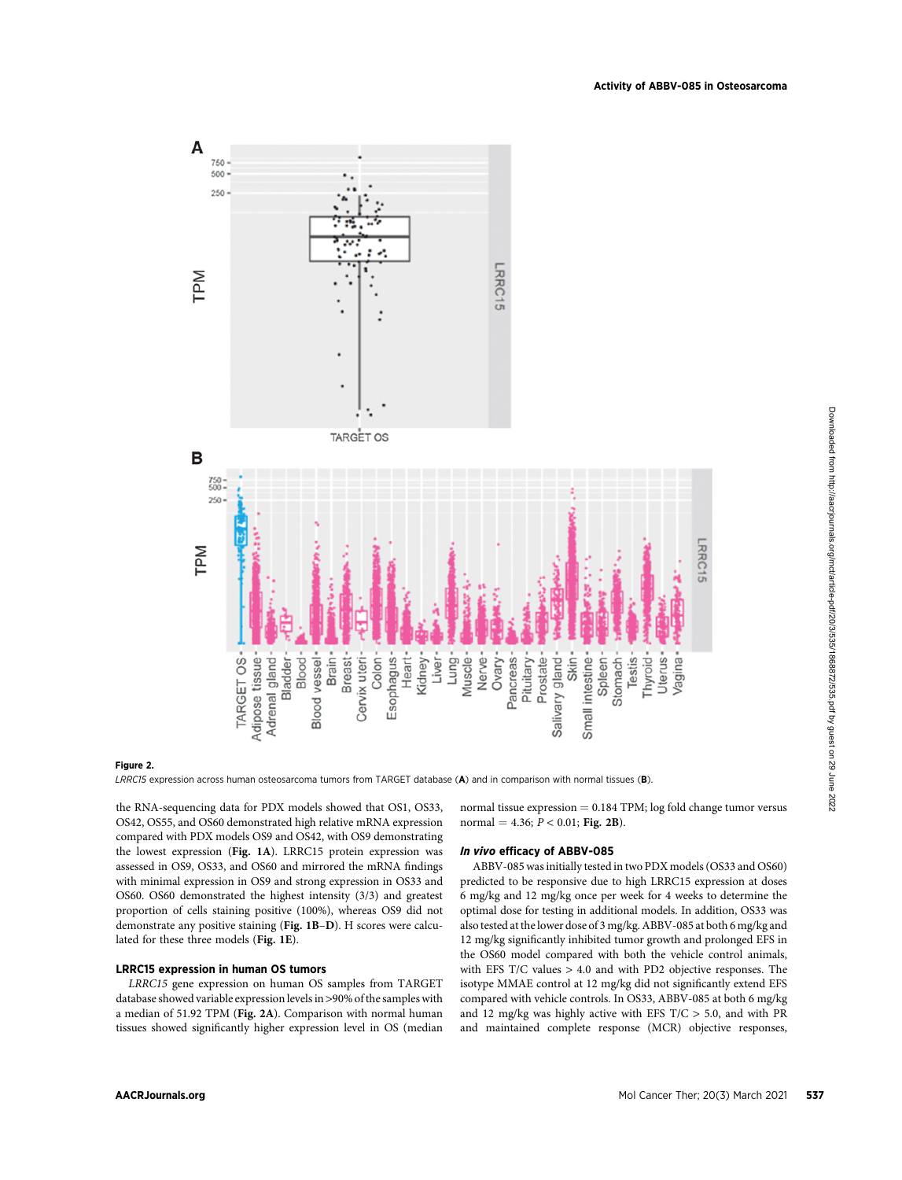**Figure 2.**

*LRRC15* expression across human osteosarcoma tumors from TARGET database (**A**) and in comparison with normal tissues (**B**).

the RNA-sequencing data for PDX models showed that OS1, OS33, OS42, OS55, and OS60 demonstrated high relative mRNA expression compared with PDX models OS9 and OS42, with OS9 demonstrating the lowest expression (**Fig. 1A**). LRRC15 protein expression was assessed in OS9, OS33, and OS60 and mirrored the mRNA findings with minimal expression in OS9 and strong expression in OS33 and OS60. OS60 demonstrated the highest intensity (3/3) and greatest proportion of cells staining positive (100%), whereas OS9 did not demonstrate any positive staining (**Fig. 1B–D**). H scores were calculated for these three models (**Fig. 1E**).

### LRRC15 expression in human OS tumors

*LRRC15* gene expression on human OS samples from TARGET database showed variable expression levels in >90% of the samples with a median of 51.92 TPM (**Fig. 2A**). Comparison with normal human tissues showed significantly higher expression level in OS (median normal tissue expression = 0.184 TPM; log fold change tumor versus normal = 4.36; $P < 0.01$; **Fig. 2B**).

### *In vivo* efficacy of ABBV-085

ABBV-085 was initially tested in two PDX models (OS33 and OS60) predicted to be responsive due to high LRRC15 expression at doses 6 mg/kg and 12 mg/kg once per week for 4 weeks to determine the optimal dose for testing in additional models. In addition, OS33 was also tested at the lower dose of 3 mg/kg. ABBV-085 at both 6 mg/kg and 12 mg/kg significantly inhibited tumor growth and prolonged EFS in the OS60 model compared with both the vehicle control animals, with EFS T/C values > 4.0 and with PD2 objective responses. The isotype MMAE control at 12 mg/kg did not significantly extend EFS compared with vehicle controls. In OS33, ABBV-085 at both 6 mg/kg and 12 mg/kg was highly active with EFS T/C > 5.0, and with PR and maintained complete response (MCR) objective responses,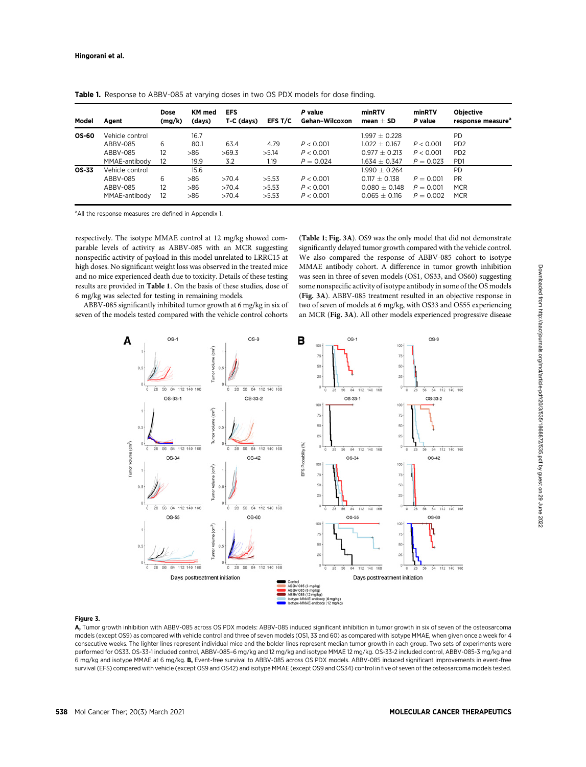**Table 1.** Response to ABBV-085 at varying doses in two OS PDX models for dose finding.

| Model | Agent | Dose (mg/k) | KM med (days) | EFS T-C (days) | EFS T/C | *P* value Gehan–Wilcoxon | minRTV mean ± SD | minRTV *P* value | Objective response measure[a] |
|---|---|---|---|---|---|---|---|---|---|
| **OS-60** | Vehicle control | | 16.7 | | | | 1.997 ± 0.228 | | PD |
| | ABBV-085 | 6 | 80.1 | 63.4 | 4.79 | $P < 0.001$ | 1.022 ± 0.167 | $P < 0.001$ | PD2 |
| | ABBV-085 | 12 | >86 | >69.3 | >5.14 | $P < 0.001$ | 0.977 ± 0.213 | $P < 0.001$ | PD2 |
| | MMAE-antibody | 12 | 19.9 | 3.2 | 1.19 | $P = 0.024$ | 1.634 ± 0.347 | $P = 0.023$ | PD1 |
| **OS-33** | Vehicle control | | 15.6 | | | | 1.990 ± 0.264 | | PD |
| | ABBV-085 | 6 | >86 | >70.4 | >5.53 | $P < 0.001$ | 0.117 ± 0.138 | $P = 0.001$ | PR |
| | ABBV-085 | 12 | >86 | >70.4 | >5.53 | $P < 0.001$ | 0.080 ± 0.148 | $P = 0.001$ | MCR |
| | MMAE-antibody | 12 | >86 | >70.4 | >5.53 | $P < 0.001$ | 0.065 ± 0.116 | $P = 0.002$ | MCR |

[a]All the response measures are defined in Appendix 1.

respectively. The isotype MMAE control at 12 mg/kg showed comparable levels of activity as ABBV-085 with an MCR suggesting nonspecific activity of payload in this model unrelated to LRRC15 at high doses. No significant weight loss was observed in the treated mice and no mice experienced death due to toxicity. Details of these testing results are provided in **Table 1**. On the basis of these studies, dose of 6 mg/kg was selected for testing in remaining models.

ABBV-085 significantly inhibited tumor growth at 6 mg/kg in six of seven of the models tested compared with the vehicle control cohorts (**Table 1**; **Fig. 3A**). OS9 was the only model that did not demonstrate significantly delayed tumor growth compared with the vehicle control. We also compared the response of ABBV-085 cohort to isotype MMAE antibody cohort. A difference in tumor growth inhibition was seen in three of seven models (OS1, OS33, and OS60) suggesting some nonspecific activity of isotype antibody in some of the OS models (**Fig. 3A**). ABBV-085 treatment resulted in an objective response in two of seven of models at 6 mg/kg, with OS33 and OS55 experiencing an MCR (**Fig. 3A**). All other models experienced progressive disease

**Figure 3.**

**A,** Tumor growth inhibition with ABBV-085 across OS PDX models: ABBV-085 induced significant inhibition in tumor growth in six of seven of the osteosarcoma models (except OS9) as compared with vehicle control and three of seven models (OS1, 33 and 60) as compared with isotype MMAE, when given once a week for 4 consecutive weeks. The lighter lines represent individual mice and the bolder lines represent median tumor growth in each group. Two sets of experiments were performed for OS33. OS-33-1 included control, ABBV-085–6 mg/kg and 12 mg/kg and isotype MMAE 12 mg/kg. OS-33-2 included control, ABBV-085–3 mg/kg and 6 mg/kg and isotype MMAE at 6 mg/kg. **B,** Event-free survival to ABBV-085 across OS PDX models. ABBV-085 induced significant improvements in event-free survival (EFS) compared with vehicle (except OS9 and OS42) and isotype MMAE (except OS9 and OS34) control in five of seven of the osteosarcoma models tested.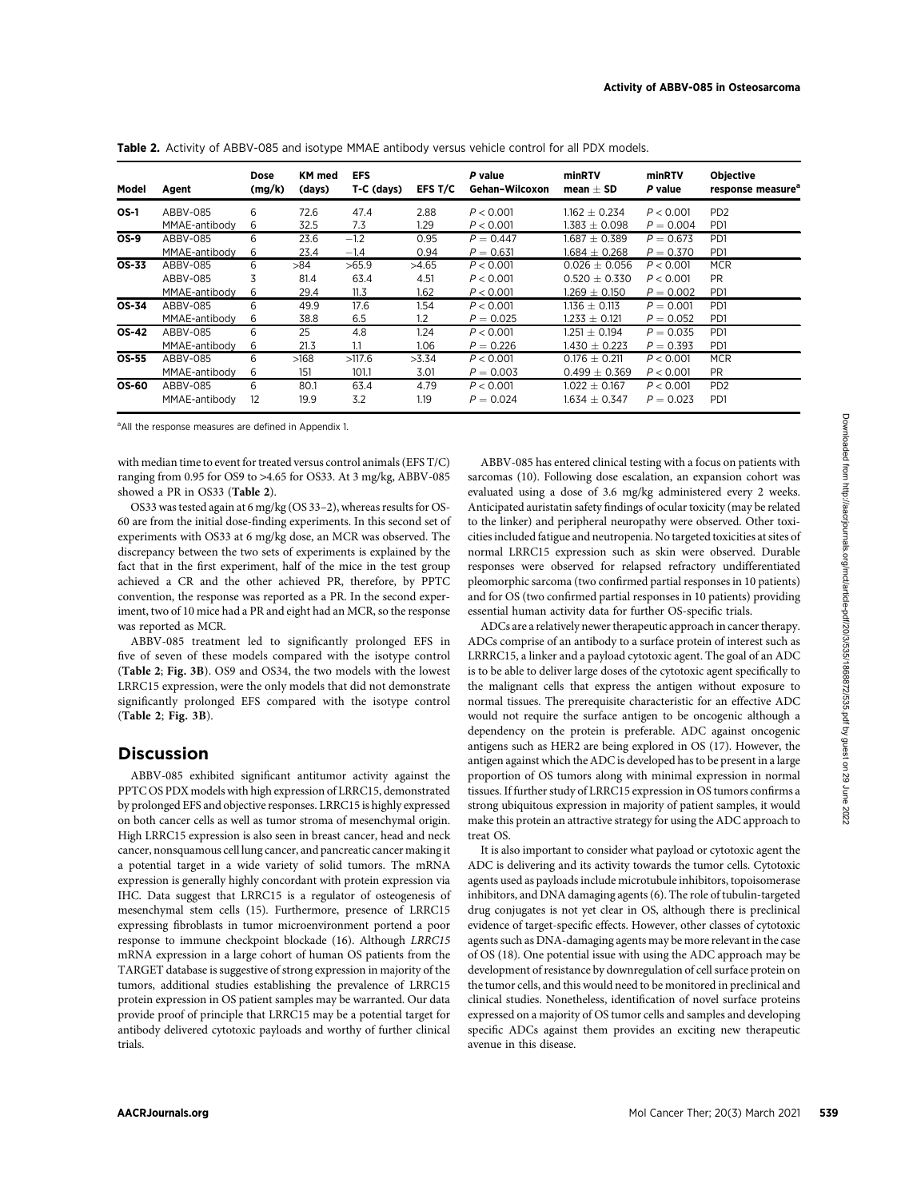**Table 2.** Activity of ABBV-085 and isotype MMAE antibody versus vehicle control for all PDX models.

| Model | Agent | Dose (mg/k) | KM med (days) | EFS T-C (days) | EFS T/C | P value Gehan–Wilcoxon | minRTV mean ± SD | minRTV P value | Objective response measure[a] |
|---|---|---|---|---|---|---|---|---|---|
| OS-1 | ABBV-085 | 6 | 72.6 | 47.4 | 2.88 | $P < 0.001$ | 1.162 ± 0.234 | $P < 0.001$ | PD2 |
| | MMAE-antibody | 6 | 32.5 | 7.3 | 1.29 | $P < 0.001$ | 1.383 ± 0.098 | $P = 0.004$ | PD1 |
| OS-9 | ABBV-085 | 6 | 23.6 | −1.2 | 0.95 | $P = 0.447$ | 1.687 ± 0.389 | $P = 0.673$ | PD1 |
| | MMAE-antibody | 6 | 23.4 | −1.4 | 0.94 | $P = 0.631$ | 1.684 ± 0.268 | $P = 0.370$ | PD1 |
| OS-33 | ABBV-085 | 6 | >84 | >65.9 | >4.65 | $P < 0.001$ | 0.026 ± 0.056 | $P < 0.001$ | MCR |
| | ABBV-085 | 3 | 81.4 | 63.4 | 4.51 | $P < 0.001$ | 0.520 ± 0.330 | $P < 0.001$ | PR |
| | MMAE-antibody | 6 | 29.4 | 11.3 | 1.62 | $P < 0.001$ | 1.269 ± 0.150 | $P = 0.002$ | PD1 |
| OS-34 | ABBV-085 | 6 | 49.9 | 17.6 | 1.54 | $P < 0.001$ | 1.136 ± 0.113 | $P = 0.001$ | PD1 |
| | MMAE-antibody | 6 | 38.8 | 6.5 | 1.2 | $P = 0.025$ | 1.233 ± 0.121 | $P = 0.052$ | PD1 |
| OS-42 | ABBV-085 | 6 | 25 | 4.8 | 1.24 | $P < 0.001$ | 1.251 ± 0.194 | $P = 0.035$ | PD1 |
| | MMAE-antibody | 6 | 21.3 | 1.1 | 1.06 | $P = 0.226$ | 1.430 ± 0.223 | $P = 0.393$ | PD1 |
| OS-55 | ABBV-085 | 6 | >168 | >117.6 | >3.34 | $P < 0.001$ | 0.176 ± 0.211 | $P < 0.001$ | MCR |
| | MMAE-antibody | 6 | 151 | 101.1 | 3.01 | $P = 0.003$ | 0.499 ± 0.369 | $P < 0.001$ | PR |
| OS-60 | ABBV-085 | 6 | 80.1 | 63.4 | 4.79 | $P < 0.001$ | 1.022 ± 0.167 | $P < 0.001$ | PD2 |
| | MMAE-antibody | 12 | 19.9 | 3.2 | 1.19 | $P = 0.024$ | 1.634 ± 0.347 | $P = 0.023$ | PD1 |

[a]All the response measures are defined in Appendix 1.

with median time to event for treated versus control animals (EFS T/C) ranging from 0.95 for OS9 to >4.65 for OS33. At 3 mg/kg, ABBV-085 showed a PR in OS33 (**Table 2**).

OS33 was tested again at 6 mg/kg (OS 33–2), whereas results for OS-60 are from the initial dose-finding experiments. In this second set of experiments with OS33 at 6 mg/kg dose, an MCR was observed. The discrepancy between the two sets of experiments is explained by the fact that in the first experiment, half of the mice in the test group achieved a CR and the other achieved PR, therefore, by PPTC convention, the response was reported as a PR. In the second experiment, two of 10 mice had a PR and eight had an MCR, so the response was reported as MCR.

ABBV-085 treatment led to significantly prolonged EFS in five of seven of these models compared with the isotype control (**Table 2**; **Fig. 3B**). OS9 and OS34, the two models with the lowest LRRC15 expression, were the only models that did not demonstrate significantly prolonged EFS compared with the isotype control (**Table 2**; **Fig. 3B**).

## Discussion

ABBV-085 exhibited significant antitumor activity against the PPTC OS PDX models with high expression of LRRC15, demonstrated by prolonged EFS and objective responses. LRRC15 is highly expressed on both cancer cells as well as tumor stroma of mesenchymal origin. High LRRC15 expression is also seen in breast cancer, head and neck cancer, nonsquamous cell lung cancer, and pancreatic cancer making it a potential target in a wide variety of solid tumors. The mRNA expression is generally highly concordant with protein expression via IHC. Data suggest that LRRC15 is a regulator of osteogenesis of mesenchymal stem cells (15). Furthermore, presence of LRRC15 expressing fibroblasts in tumor microenvironment portend a poor response to immune checkpoint blockade (16). Although *LRRC15* mRNA expression in a large cohort of human OS patients from the TARGET database is suggestive of strong expression in majority of the tumors, additional studies establishing the prevalence of LRRC15 protein expression in OS patient samples may be warranted. Our data provide proof of principle that LRRC15 may be a potential target for antibody delivered cytotoxic payloads and worthy of further clinical trials.

ABBV-085 has entered clinical testing with a focus on patients with sarcomas (10). Following dose escalation, an expansion cohort was evaluated using a dose of 3.6 mg/kg administered every 2 weeks. Anticipated auristatin safety findings of ocular toxicity (may be related to the linker) and peripheral neuropathy were observed. Other toxicities included fatigue and neutropenia. No targeted toxicities at sites of normal LRRC15 expression such as skin were observed. Durable responses were observed for relapsed refractory undifferentiated pleomorphic sarcoma (two confirmed partial responses in 10 patients) and for OS (two confirmed partial responses in 10 patients) providing essential human activity data for further OS-specific trials.

ADCs are a relatively newer therapeutic approach in cancer therapy. ADCs comprise of an antibody to a surface protein of interest such as LRRRC15, a linker and a payload cytotoxic agent. The goal of an ADC is to be able to deliver large doses of the cytotoxic agent specifically to the malignant cells that express the antigen without exposure to normal tissues. The prerequisite characteristic for an effective ADC would not require the surface antigen to be oncogenic although a dependency on the protein is preferable. ADC against oncogenic antigens such as HER2 are being explored in OS (17). However, the antigen against which the ADC is developed has to be present in a large proportion of OS tumors along with minimal expression in normal tissues. If further study of LRRC15 expression in OS tumors confirms a strong ubiquitous expression in majority of patient samples, it would make this protein an attractive strategy for using the ADC approach to treat OS.

It is also important to consider what payload or cytotoxic agent the ADC is delivering and its activity towards the tumor cells. Cytotoxic agents used as payloads include microtubule inhibitors, topoisomerase inhibitors, and DNA damaging agents (6). The role of tubulin-targeted drug conjugates is not yet clear in OS, although there is preclinical evidence of target-specific effects. However, other classes of cytotoxic agents such as DNA-damaging agents may be more relevant in the case of OS (18). One potential issue with using the ADC approach may be development of resistance by downregulation of cell surface protein on the tumor cells, and this would need to be monitored in preclinical and clinical studies. Nonetheless, identification of novel surface proteins expressed on a majority of OS tumor cells and samples and developing specific ADCs against them provides an exciting new therapeutic avenue in this disease.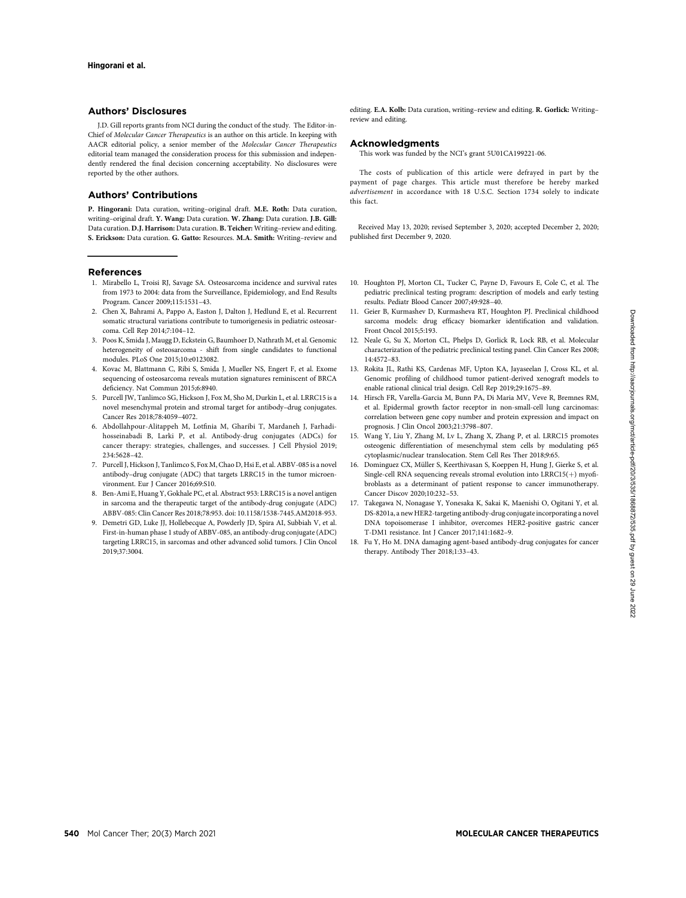## Authors' Disclosures

J.D. Gill reports grants from NCI during the conduct of the study. The Editor-in-Chief of *Molecular Cancer Therapeutics* is an author on this article. In keeping with AACR editorial policy, a senior member of the *Molecular Cancer Therapeutics* editorial team managed the consideration process for this submission and independently rendered the final decision concerning acceptability. No disclosures were reported by the other authors.

## Authors' Contributions

**P. Hingorani:** Data curation, writing–original draft. **M.E. Roth:** Data curation, writing–original draft. **Y. Wang:** Data curation. **W. Zhang:** Data curation. **J.B. Gill:** Data curation. **D.J. Harrison:** Data curation. **B. Teicher:** Writing–review and editing. **S. Erickson:** Data curation. **G. Gatto:** Resources. **M.A. Smith:** Writing–review and editing. **E.A. Kolb:** Data curation, writing–review and editing. **R. Gorlick:** Writing–review and editing.

## Acknowledgments

This work was funded by the NCI's grant 5U01CA199221-06.

The costs of publication of this article were defrayed in part by the payment of page charges. This article must therefore be hereby marked *advertisement* in accordance with 18 U.S.C. Section 1734 solely to indicate this fact.

Received May 13, 2020; revised September 3, 2020; accepted December 2, 2020; published first December 9, 2020.

## References

1. Mirabello L, Troisi RJ, Savage SA. Osteosarcoma incidence and survival rates from 1973 to 2004: data from the Surveillance, Epidemiology, and End Results Program. Cancer 2009;115:1531–43.
2. Chen X, Bahrami A, Pappo A, Easton J, Dalton J, Hedlund E, et al. Recurrent somatic structural variations contribute to tumorigenesis in pediatric osteosarcoma. Cell Rep 2014;7:104–12.
3. Poos K, Smida J, Maugg D, Eckstein G, Baumhoer D, Nathrath M, et al. Genomic heterogeneity of osteosarcoma - shift from single candidates to functional modules. PLoS One 2015;10:e0123082.
4. Kovac M, Blattmann C, Ribi S, Smida J, Mueller NS, Engert F, et al. Exome sequencing of osteosarcoma reveals mutation signatures reminiscent of BRCA deficiency. Nat Commun 2015;6:8940.
5. Purcell JW, Tanlimco SG, Hickson J, Fox M, Sho M, Durkin L, et al. LRRC15 is a novel mesenchymal protein and stromal target for antibody–drug conjugates. Cancer Res 2018;78:4059–4072.
6. Abdollahpour-Alitappeh M, Lotfinia M, Gharibi T, Mardaneh J, Farhadihosseinabadi B, Larki P, et al. Antibody-drug conjugates (ADCs) for cancer therapy: strategies, challenges, and successes. J Cell Physiol 2019; 234:5628–42.
7. Purcell J, Hickson J, Tanlimco S, Fox M, Chao D, Hsi E, et al. ABBV-085 is a novel antibody–drug conjugate (ADC) that targets LRRC15 in the tumor microenvironment. Eur J Cancer 2016;69:S10.
8. Ben-Ami E, Huang Y, Gokhale PC, et al. Abstract 953: LRRC15 is a novel antigen in sarcoma and the therapeutic target of the antibody-drug conjugate (ADC) ABBV-085: Clin Cancer Res 2018;78:953. doi: 10.1158/1538-7445.AM2018-953.
9. Demetri GD, Luke JJ, Hollebecque A, Powderly JD, Spira AI, Subbiah V, et al. First-in-human phase 1 study of ABBV-085, an antibody-drug conjugate (ADC) targeting LRRC15, in sarcomas and other advanced solid tumors. J Clin Oncol 2019;37:3004.
10. Houghton PJ, Morton CL, Tucker C, Payne D, Favours E, Cole C, et al. The pediatric preclinical testing program: description of models and early testing results. Pediatr Blood Cancer 2007;49:928–40.
11. Geier B, Kurmashev D, Kurmasheva RT, Houghton PJ. Preclinical childhood sarcoma models: drug efficacy biomarker identification and validation. Front Oncol 2015;5:193.
12. Neale G, Su X, Morton CL, Phelps D, Gorlick R, Lock RB, et al. Molecular characterization of the pediatric preclinical testing panel. Clin Cancer Res 2008; 14:4572–83.
13. Rokita JL, Rathi KS, Cardenas MF, Upton KA, Jayaseelan J, Cross KL, et al. Genomic profiling of childhood tumor patient-derived xenograft models to enable rational clinical trial design. Cell Rep 2019;29:1675–89.
14. Hirsch FR, Varella-Garcia M, Bunn PA, Di Maria MV, Veve R, Bremnes RM, et al. Epidermal growth factor receptor in non-small-cell lung carcinomas: correlation between gene copy number and protein expression and impact on prognosis. J Clin Oncol 2003;21:3798–807.
15. Wang Y, Liu Y, Zhang M, Lv L, Zhang X, Zhang P, et al. LRRC15 promotes osteogenic differentiation of mesenchymal stem cells by modulating p65 cytoplasmic/nuclear translocation. Stem Cell Res Ther 2018;9:65.
16. Dominguez CX, Müller S, Keerthivasan S, Koeppen H, Hung J, Gierke S, et al. Single-cell RNA sequencing reveals stromal evolution into LRRC15(+) myofibroblasts as a determinant of patient response to cancer immunotherapy. Cancer Discov 2020;10:232–53.
17. Takegawa N, Nonagase Y, Yonesaka K, Sakai K, Maenishi O, Ogitani Y, et al. DS-8201a, a new HER2-targeting antibody-drug conjugate incorporating a novel DNA topoisomerase I inhibitor, overcomes HER2-positive gastric cancer T-DM1 resistance. Int J Cancer 2017;141:1682–9.
18. Fu Y, Ho M. DNA damaging agent-based antibody-drug conjugates for cancer therapy. Antibody Ther 2018;1:33–43.